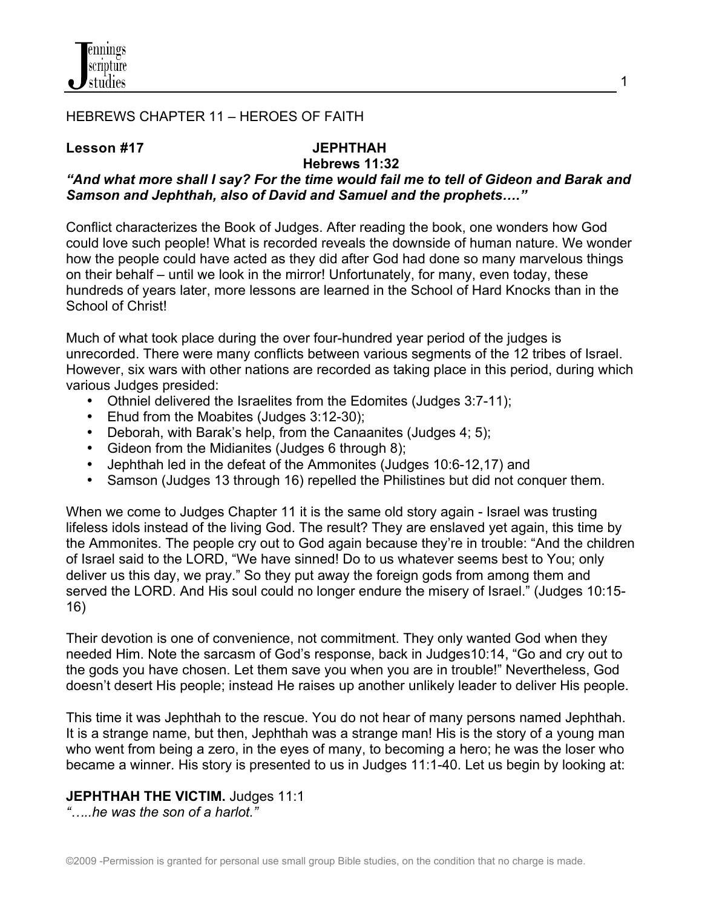HEBREWS CHAPTER 11 – HEROES OF FAITH

**Lesson #17** **JEPHTHAH**
**Hebrews 11:32**

***"And what more shall I say? For the time would fail me to tell of Gideon and Barak and Samson and Jephthah, also of David and Samuel and the prophets…."***

Conflict characterizes the Book of Judges. After reading the book, one wonders how God could love such people! What is recorded reveals the downside of human nature. We wonder how the people could have acted as they did after God had done so many marvelous things on their behalf – until we look in the mirror! Unfortunately, for many, even today, these hundreds of years later, more lessons are learned in the School of Hard Knocks than in the School of Christ!

Much of what took place during the over four-hundred year period of the judges is unrecorded. There were many conflicts between various segments of the 12 tribes of Israel. However, six wars with other nations are recorded as taking place in this period, during which various Judges presided:

- Othniel delivered the Israelites from the Edomites (Judges 3:7-11);
- Ehud from the Moabites (Judges 3:12-30);
- Deborah, with Barak's help, from the Canaanites (Judges 4; 5);
- Gideon from the Midianites (Judges 6 through 8);
- Jephthah led in the defeat of the Ammonites (Judges 10:6-12,17) and
- Samson (Judges 13 through 16) repelled the Philistines but did not conquer them.

When we come to Judges Chapter 11 it is the same old story again - Israel was trusting lifeless idols instead of the living God. The result? They are enslaved yet again, this time by the Ammonites. The people cry out to God again because they're in trouble: "And the children of Israel said to the LORD, "We have sinned! Do to us whatever seems best to You; only deliver us this day, we pray." So they put away the foreign gods from among them and served the LORD. And His soul could no longer endure the misery of Israel." (Judges 10:15-16)

Their devotion is one of convenience, not commitment. They only wanted God when they needed Him. Note the sarcasm of God's response, back in Judges10:14, "Go and cry out to the gods you have chosen. Let them save you when you are in trouble!" Nevertheless, God doesn't desert His people; instead He raises up another unlikely leader to deliver His people.

This time it was Jephthah to the rescue. You do not hear of many persons named Jephthah. It is a strange name, but then, Jephthah was a strange man! His is the story of a young man who went from being a zero, in the eyes of many, to becoming a hero; he was the loser who became a winner. His story is presented to us in Judges 11:1-40. Let us begin by looking at:

**JEPHTHAH THE VICTIM.** Judges 11:1
*"…..he was the son of a harlot."*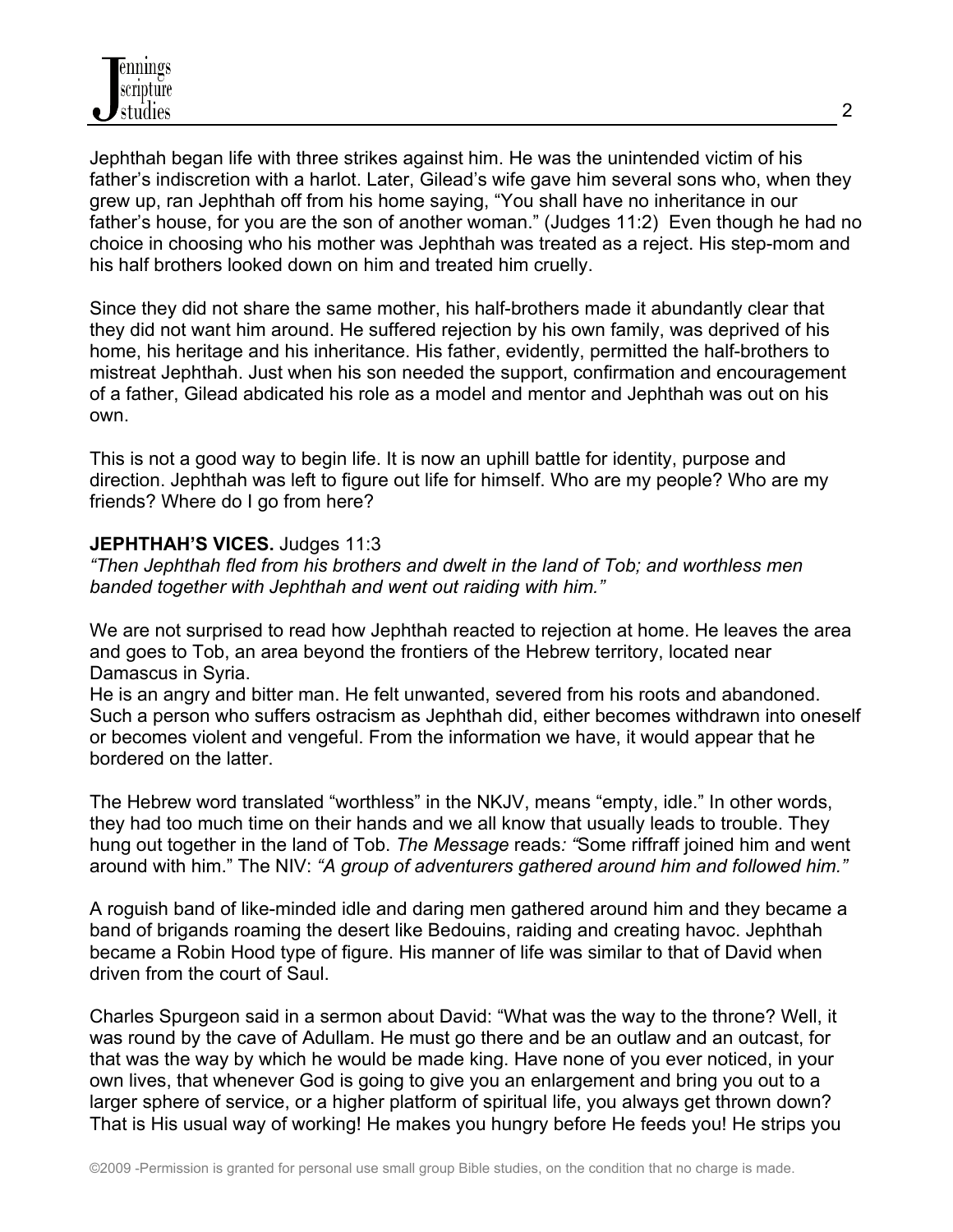Jephthah began life with three strikes against him. He was the unintended victim of his father's indiscretion with a harlot. Later, Gilead's wife gave him several sons who, when they grew up, ran Jephthah off from his home saying, "You shall have no inheritance in our father's house, for you are the son of another woman." (Judges 11:2) Even though he had no choice in choosing who his mother was Jephthah was treated as a reject. His step-mom and his half brothers looked down on him and treated him cruelly.

Since they did not share the same mother, his half-brothers made it abundantly clear that they did not want him around. He suffered rejection by his own family, was deprived of his home, his heritage and his inheritance. His father, evidently, permitted the half-brothers to mistreat Jephthah. Just when his son needed the support, confirmation and encouragement of a father, Gilead abdicated his role as a model and mentor and Jephthah was out on his own.

This is not a good way to begin life. It is now an uphill battle for identity, purpose and direction. Jephthah was left to figure out life for himself. Who are my people? Who are my friends? Where do I go from here?

**JEPHTHAH'S VICES.** Judges 11:3
*"Then Jephthah fled from his brothers and dwelt in the land of Tob; and worthless men banded together with Jephthah and went out raiding with him."*

We are not surprised to read how Jephthah reacted to rejection at home. He leaves the area and goes to Tob, an area beyond the frontiers of the Hebrew territory, located near Damascus in Syria.
He is an angry and bitter man. He felt unwanted, severed from his roots and abandoned. Such a person who suffers ostracism as Jephthah did, either becomes withdrawn into oneself or becomes violent and vengeful. From the information we have, it would appear that he bordered on the latter.

The Hebrew word translated "worthless" in the NKJV, means "empty, idle." In other words, they had too much time on their hands and we all know that usually leads to trouble. They hung out together in the land of Tob. *The Message* reads*: "*Some riffraff joined him and went around with him." The NIV: *"A group of adventurers gathered around him and followed him."*

A roguish band of like-minded idle and daring men gathered around him and they became a band of brigands roaming the desert like Bedouins, raiding and creating havoc. Jephthah became a Robin Hood type of figure. His manner of life was similar to that of David when driven from the court of Saul.

Charles Spurgeon said in a sermon about David: "What was the way to the throne? Well, it was round by the cave of Adullam. He must go there and be an outlaw and an outcast, for that was the way by which he would be made king. Have none of you ever noticed, in your own lives, that whenever God is going to give you an enlargement and bring you out to a larger sphere of service, or a higher platform of spiritual life, you always get thrown down? That is His usual way of working! He makes you hungry before He feeds you! He strips you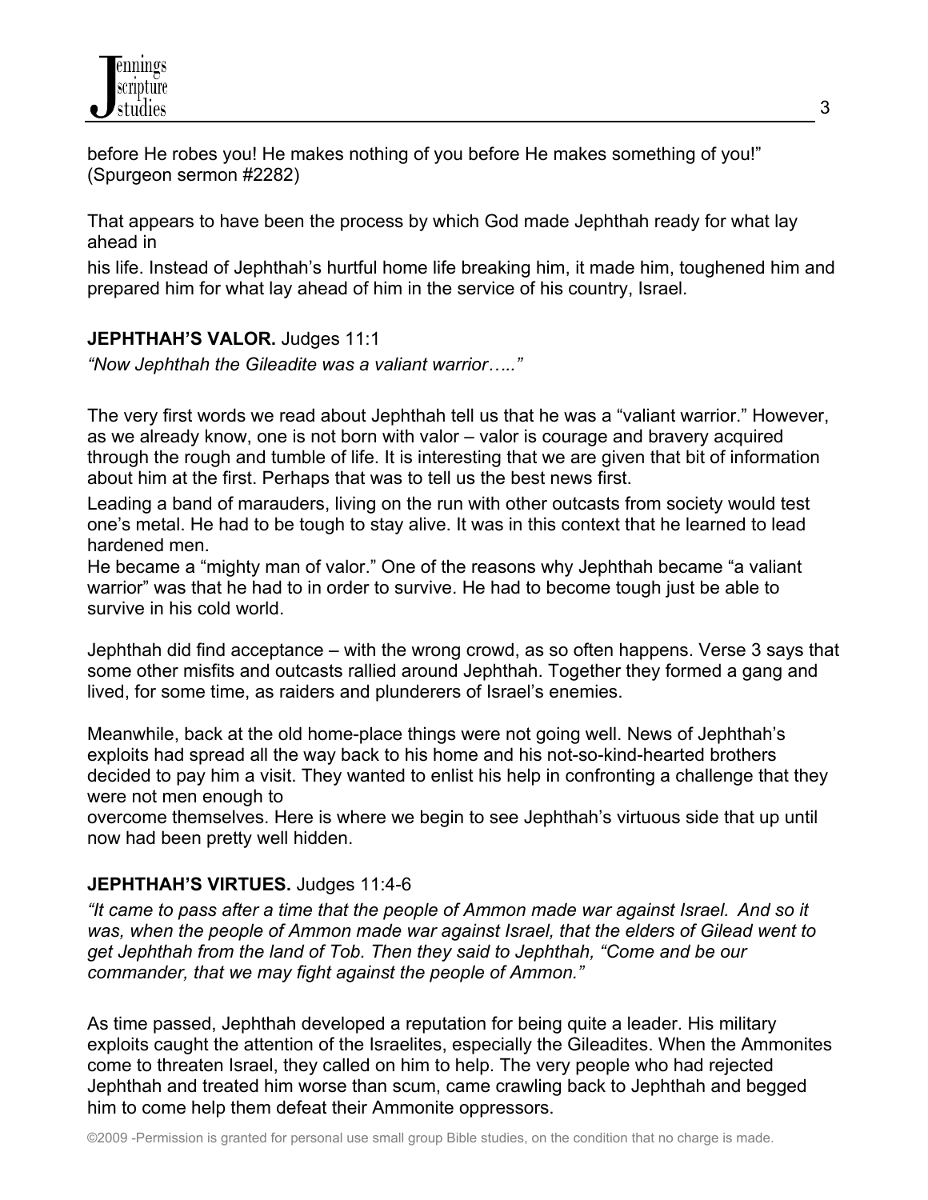before He robes you! He makes nothing of you before He makes something of you!" (Spurgeon sermon #2282)

That appears to have been the process by which God made Jephthah ready for what lay ahead in his life. Instead of Jephthah's hurtful home life breaking him, it made him, toughened him and prepared him for what lay ahead of him in the service of his country, Israel.

**JEPHTHAH'S VALOR.** Judges 11:1

*"Now Jephthah the Gileadite was a valiant warrior….."*

The very first words we read about Jephthah tell us that he was a "valiant warrior." However, as we already know, one is not born with valor – valor is courage and bravery acquired through the rough and tumble of life. It is interesting that we are given that bit of information about him at the first. Perhaps that was to tell us the best news first.

Leading a band of marauders, living on the run with other outcasts from society would test one's metal. He had to be tough to stay alive. It was in this context that he learned to lead hardened men.

He became a "mighty man of valor." One of the reasons why Jephthah became "a valiant warrior" was that he had to in order to survive. He had to become tough just be able to survive in his cold world.

Jephthah did find acceptance – with the wrong crowd, as so often happens. Verse 3 says that some other misfits and outcasts rallied around Jephthah. Together they formed a gang and lived, for some time, as raiders and plunderers of Israel's enemies.

Meanwhile, back at the old home-place things were not going well. News of Jephthah's exploits had spread all the way back to his home and his not-so-kind-hearted brothers decided to pay him a visit. They wanted to enlist his help in confronting a challenge that they were not men enough to overcome themselves. Here is where we begin to see Jephthah's virtuous side that up until now had been pretty well hidden.

**JEPHTHAH'S VIRTUES.** Judges 11:4-6

*"It came to pass after a time that the people of Ammon made war against Israel. And so it was, when the people of Ammon made war against Israel, that the elders of Gilead went to get Jephthah from the land of Tob. Then they said to Jephthah, "Come and be our commander, that we may fight against the people of Ammon."*

As time passed, Jephthah developed a reputation for being quite a leader. His military exploits caught the attention of the Israelites, especially the Gileadites. When the Ammonites come to threaten Israel, they called on him to help. The very people who had rejected Jephthah and treated him worse than scum, came crawling back to Jephthah and begged him to come help them defeat their Ammonite oppressors.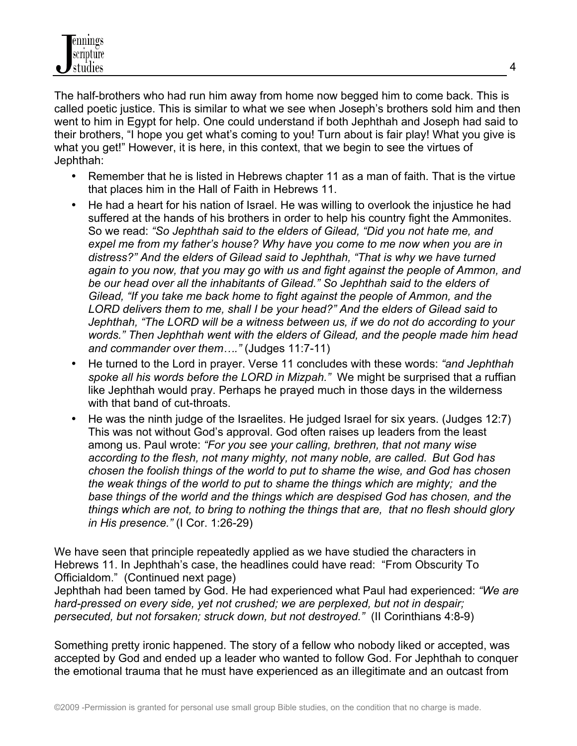The half-brothers who had run him away from home now begged him to come back. This is called poetic justice. This is similar to what we see when Joseph's brothers sold him and then went to him in Egypt for help. One could understand if both Jephthah and Joseph had said to their brothers, "I hope you get what's coming to you! Turn about is fair play! What you give is what you get!" However, it is here, in this context, that we begin to see the virtues of Jephthah:

- Remember that he is listed in Hebrews chapter 11 as a man of faith. That is the virtue that places him in the Hall of Faith in Hebrews 11.
- He had a heart for his nation of Israel. He was willing to overlook the injustice he had suffered at the hands of his brothers in order to help his country fight the Ammonites. So we read: *"So Jephthah said to the elders of Gilead, "Did you not hate me, and expel me from my father's house? Why have you come to me now when you are in distress?" And the elders of Gilead said to Jephthah, "That is why we have turned again to you now, that you may go with us and fight against the people of Ammon, and be our head over all the inhabitants of Gilead." So Jephthah said to the elders of Gilead, "If you take me back home to fight against the people of Ammon, and the LORD delivers them to me, shall I be your head?" And the elders of Gilead said to Jephthah, "The LORD will be a witness between us, if we do not do according to your words." Then Jephthah went with the elders of Gilead, and the people made him head and commander over them…."* (Judges 11:7-11)
- He turned to the Lord in prayer. Verse 11 concludes with these words: *"and Jephthah spoke all his words before the LORD in Mizpah."* We might be surprised that a ruffian like Jephthah would pray. Perhaps he prayed much in those days in the wilderness with that band of cut-throats.
- He was the ninth judge of the Israelites. He judged Israel for six years. (Judges 12:7) This was not without God's approval. God often raises up leaders from the least among us. Paul wrote: *"For you see your calling, brethren, that not many wise according to the flesh, not many mighty, not many noble, are called. But God has chosen the foolish things of the world to put to shame the wise, and God has chosen the weak things of the world to put to shame the things which are mighty; and the base things of the world and the things which are despised God has chosen, and the things which are not, to bring to nothing the things that are, that no flesh should glory in His presence."* (I Cor. 1:26-29)

We have seen that principle repeatedly applied as we have studied the characters in Hebrews 11. In Jephthah's case, the headlines could have read: "From Obscurity To Officialdom." (Continued next page)
Jephthah had been tamed by God. He had experienced what Paul had experienced: *"We are hard-pressed on every side, yet not crushed; we are perplexed, but not in despair; persecuted, but not forsaken; struck down, but not destroyed."* (II Corinthians 4:8-9)

Something pretty ironic happened. The story of a fellow who nobody liked or accepted, was accepted by God and ended up a leader who wanted to follow God. For Jephthah to conquer the emotional trauma that he must have experienced as an illegitimate and an outcast from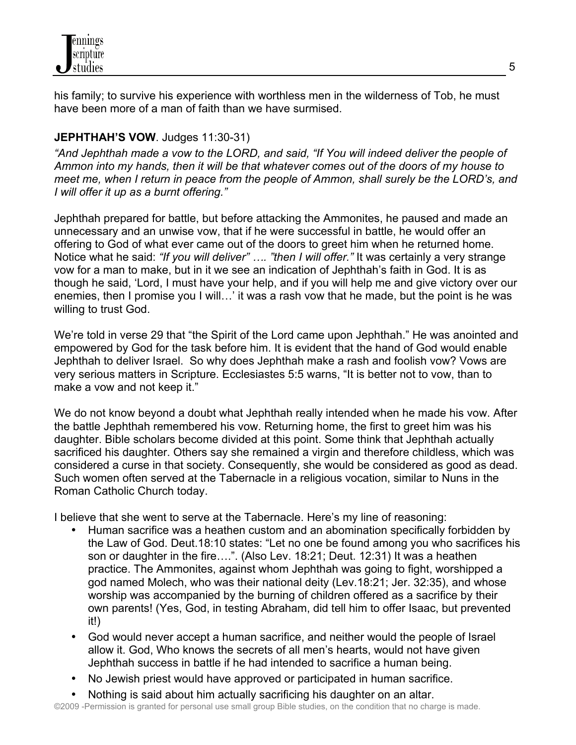his family; to survive his experience with worthless men in the wilderness of Tob, he must have been more of a man of faith than we have surmised.

**JEPHTHAH'S VOW**. Judges 11:30-31)

*"And Jephthah made a vow to the LORD, and said, "If You will indeed deliver the people of Ammon into my hands, then it will be that whatever comes out of the doors of my house to meet me, when I return in peace from the people of Ammon, shall surely be the LORD's, and I will offer it up as a burnt offering."*

Jephthah prepared for battle, but before attacking the Ammonites, he paused and made an unnecessary and an unwise vow, that if he were successful in battle, he would offer an offering to God of what ever came out of the doors to greet him when he returned home. Notice what he said: *"If you will deliver" …. "then I will offer."* It was certainly a very strange vow for a man to make, but in it we see an indication of Jephthah's faith in God. It is as though he said, 'Lord, I must have your help, and if you will help me and give victory over our enemies, then I promise you I will…' it was a rash vow that he made, but the point is he was willing to trust God.

We're told in verse 29 that "the Spirit of the Lord came upon Jephthah." He was anointed and empowered by God for the task before him. It is evident that the hand of God would enable Jephthah to deliver Israel. So why does Jephthah make a rash and foolish vow? Vows are very serious matters in Scripture. Ecclesiastes 5:5 warns, "It is better not to vow, than to make a vow and not keep it."

We do not know beyond a doubt what Jephthah really intended when he made his vow. After the battle Jephthah remembered his vow. Returning home, the first to greet him was his daughter. Bible scholars become divided at this point. Some think that Jephthah actually sacrificed his daughter. Others say she remained a virgin and therefore childless, which was considered a curse in that society. Consequently, she would be considered as good as dead. Such women often served at the Tabernacle in a religious vocation, similar to Nuns in the Roman Catholic Church today.

I believe that she went to serve at the Tabernacle. Here's my line of reasoning:

- Human sacrifice was a heathen custom and an abomination specifically forbidden by the Law of God. Deut.18:10 states: "Let no one be found among you who sacrifices his son or daughter in the fire….". (Also Lev. 18:21; Deut. 12:31) It was a heathen practice. The Ammonites, against whom Jephthah was going to fight, worshipped a god named Molech, who was their national deity (Lev.18:21; Jer. 32:35), and whose worship was accompanied by the burning of children offered as a sacrifice by their own parents! (Yes, God, in testing Abraham, did tell him to offer Isaac, but prevented it!)
- God would never accept a human sacrifice, and neither would the people of Israel allow it. God, Who knows the secrets of all men's hearts, would not have given Jephthah success in battle if he had intended to sacrifice a human being.
- No Jewish priest would have approved or participated in human sacrifice.
- Nothing is said about him actually sacrificing his daughter on an altar.

©2009 -Permission is granted for personal use small group Bible studies, on the condition that no charge is made.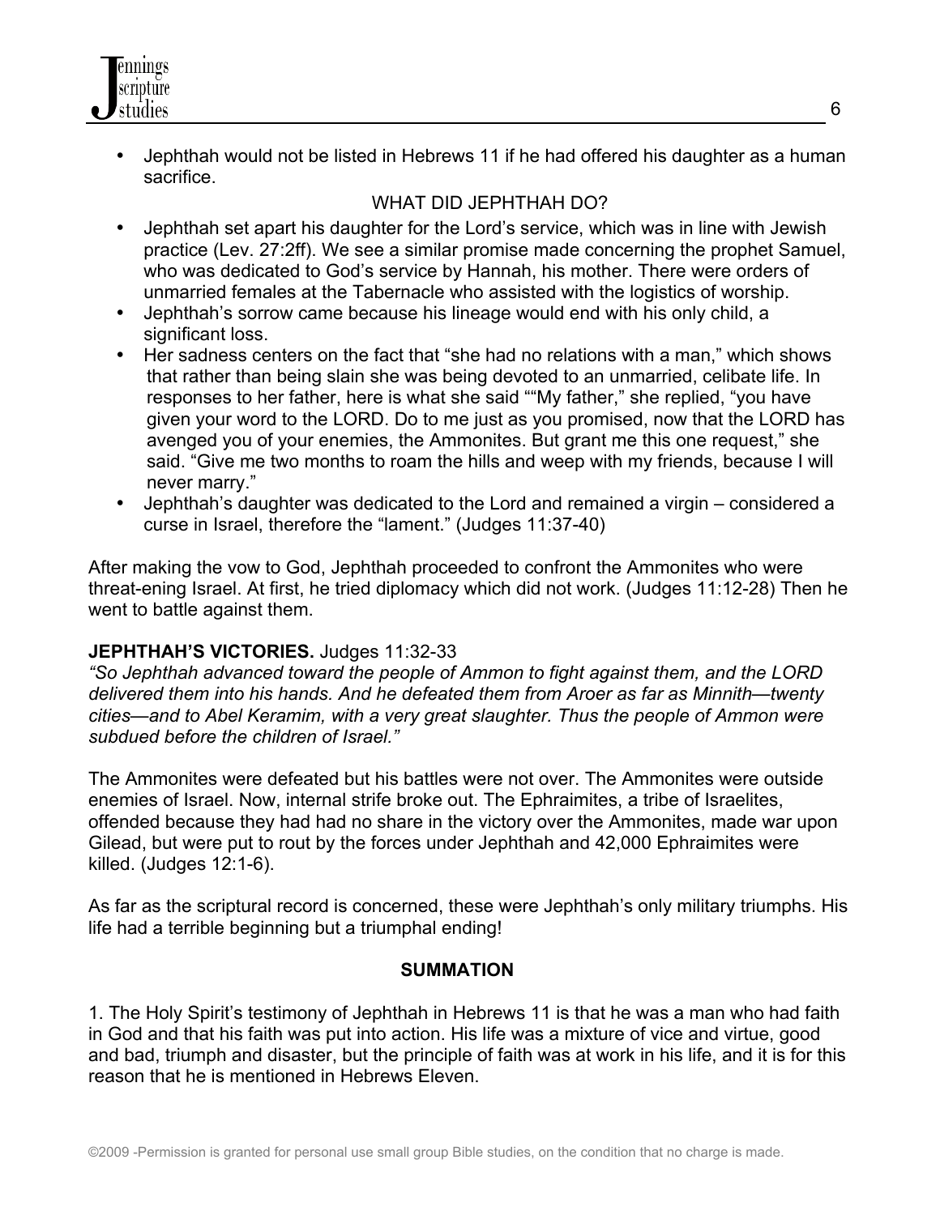- Jephthah would not be listed in Hebrews 11 if he had offered his daughter as a human sacrifice.

WHAT DID JEPHTHAH DO?

- Jephthah set apart his daughter for the Lord's service, which was in line with Jewish practice (Lev. 27:2ff). We see a similar promise made concerning the prophet Samuel, who was dedicated to God's service by Hannah, his mother. There were orders of unmarried females at the Tabernacle who assisted with the logistics of worship.
- Jephthah's sorrow came because his lineage would end with his only child, a significant loss.
- Her sadness centers on the fact that "she had no relations with a man," which shows that rather than being slain she was being devoted to an unmarried, celibate life. In responses to her father, here is what she said ""My father," she replied, "you have given your word to the LORD. Do to me just as you promised, now that the LORD has avenged you of your enemies, the Ammonites. But grant me this one request," she said. "Give me two months to roam the hills and weep with my friends, because I will never marry."
- Jephthah's daughter was dedicated to the Lord and remained a virgin – considered a curse in Israel, therefore the "lament." (Judges 11:37-40)

After making the vow to God, Jephthah proceeded to confront the Ammonites who were threat-ening Israel. At first, he tried diplomacy which did not work. (Judges 11:12-28) Then he went to battle against them.

**JEPHTHAH'S VICTORIES.** Judges 11:32-33

*"So Jephthah advanced toward the people of Ammon to fight against them, and the LORD delivered them into his hands. And he defeated them from Aroer as far as Minnith—twenty cities—and to Abel Keramim, with a very great slaughter. Thus the people of Ammon were subdued before the children of Israel."*

The Ammonites were defeated but his battles were not over. The Ammonites were outside enemies of Israel. Now, internal strife broke out. The Ephraimites, a tribe of Israelites, offended because they had had no share in the victory over the Ammonites, made war upon Gilead, but were put to rout by the forces under Jephthah and 42,000 Ephraimites were killed. (Judges 12:1-6).

As far as the scriptural record is concerned, these were Jephthah's only military triumphs. His life had a terrible beginning but a triumphal ending!

**SUMMATION**

1. The Holy Spirit's testimony of Jephthah in Hebrews 11 is that he was a man who had faith in God and that his faith was put into action. His life was a mixture of vice and virtue, good and bad, triumph and disaster, but the principle of faith was at work in his life, and it is for this reason that he is mentioned in Hebrews Eleven.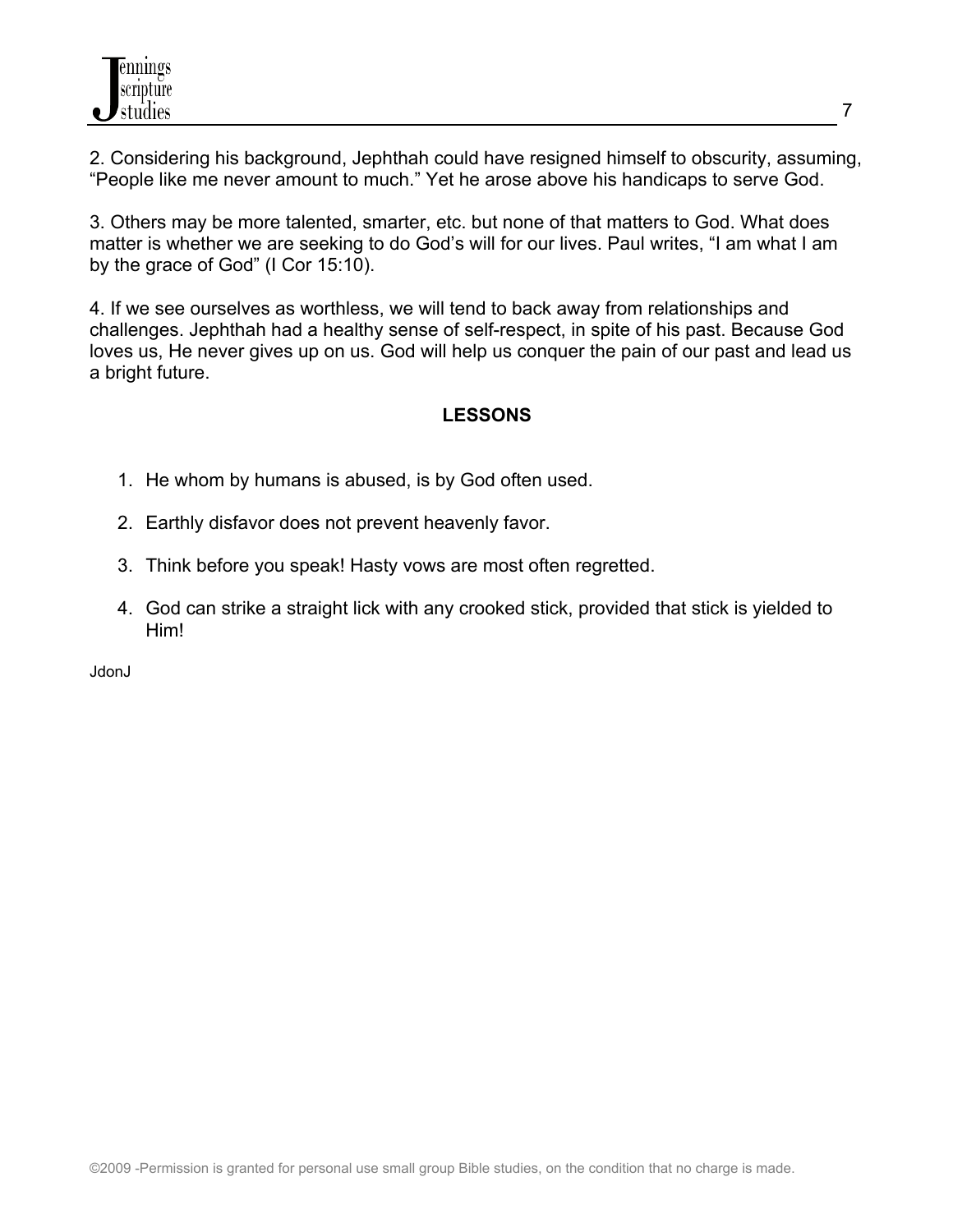2. Considering his background, Jephthah could have resigned himself to obscurity, assuming, "People like me never amount to much." Yet he arose above his handicaps to serve God.

3. Others may be more talented, smarter, etc. but none of that matters to God. What does matter is whether we are seeking to do God's will for our lives. Paul writes, "I am what I am by the grace of God" (I Cor 15:10).

4. If we see ourselves as worthless, we will tend to back away from relationships and challenges. Jephthah had a healthy sense of self-respect, in spite of his past. Because God loves us, He never gives up on us. God will help us conquer the pain of our past and lead us a bright future.

**LESSONS**

1. He whom by humans is abused, is by God often used.
2. Earthly disfavor does not prevent heavenly favor.
3. Think before you speak! Hasty vows are most often regretted.
4. God can strike a straight lick with any crooked stick, provided that stick is yielded to Him!

JdonJ

©2009 -Permission is granted for personal use small group Bible studies, on the condition that no charge is made.